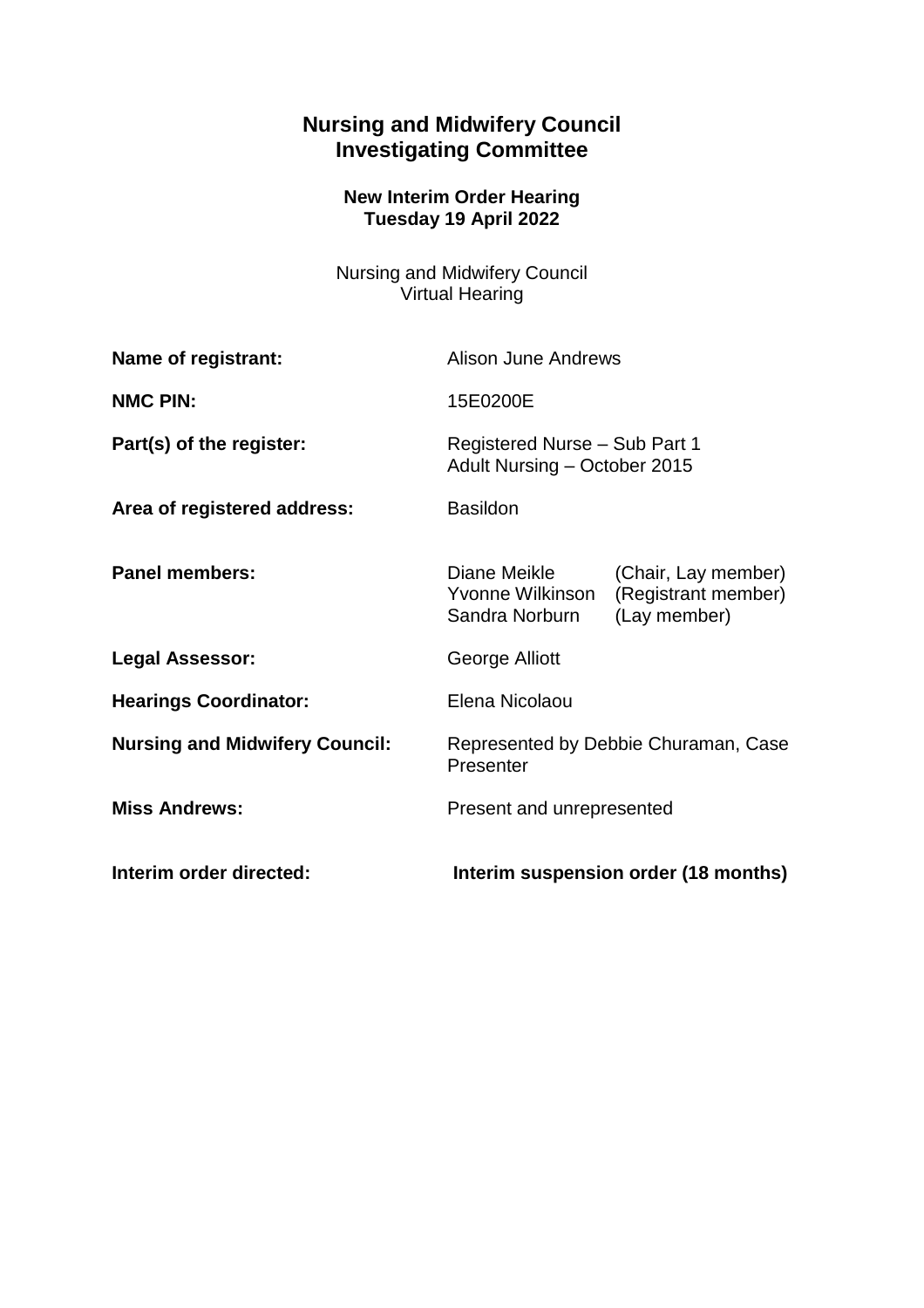# Nursing and Midwifery Council
# Investigating Committee

**New Interim Order Hearing**
**Tuesday 19 April 2022**

Nursing and Midwifery Council
Virtual Hearing

| | |
|---|---|
| **Name of registrant:** | Alison June Andrews |
| **NMC PIN:** | 15E0200E |
| **Part(s) of the register:** | Registered Nurse – Sub Part 1<br>Adult Nursing – October 2015 |
| **Area of registered address:** | Basildon |
| **Panel members:** | Diane Meikle (Chair, Lay member)<br>Yvonne Wilkinson (Registrant member)<br>Sandra Norburn (Lay member) |
| **Legal Assessor:** | George Alliott |
| **Hearings Coordinator:** | Elena Nicolaou |
| **Nursing and Midwifery Council:** | Represented by Debbie Churaman, Case Presenter |
| **Miss Andrews:** | Present and unrepresented |
| **Interim order directed:** | **Interim suspension order (18 months)** |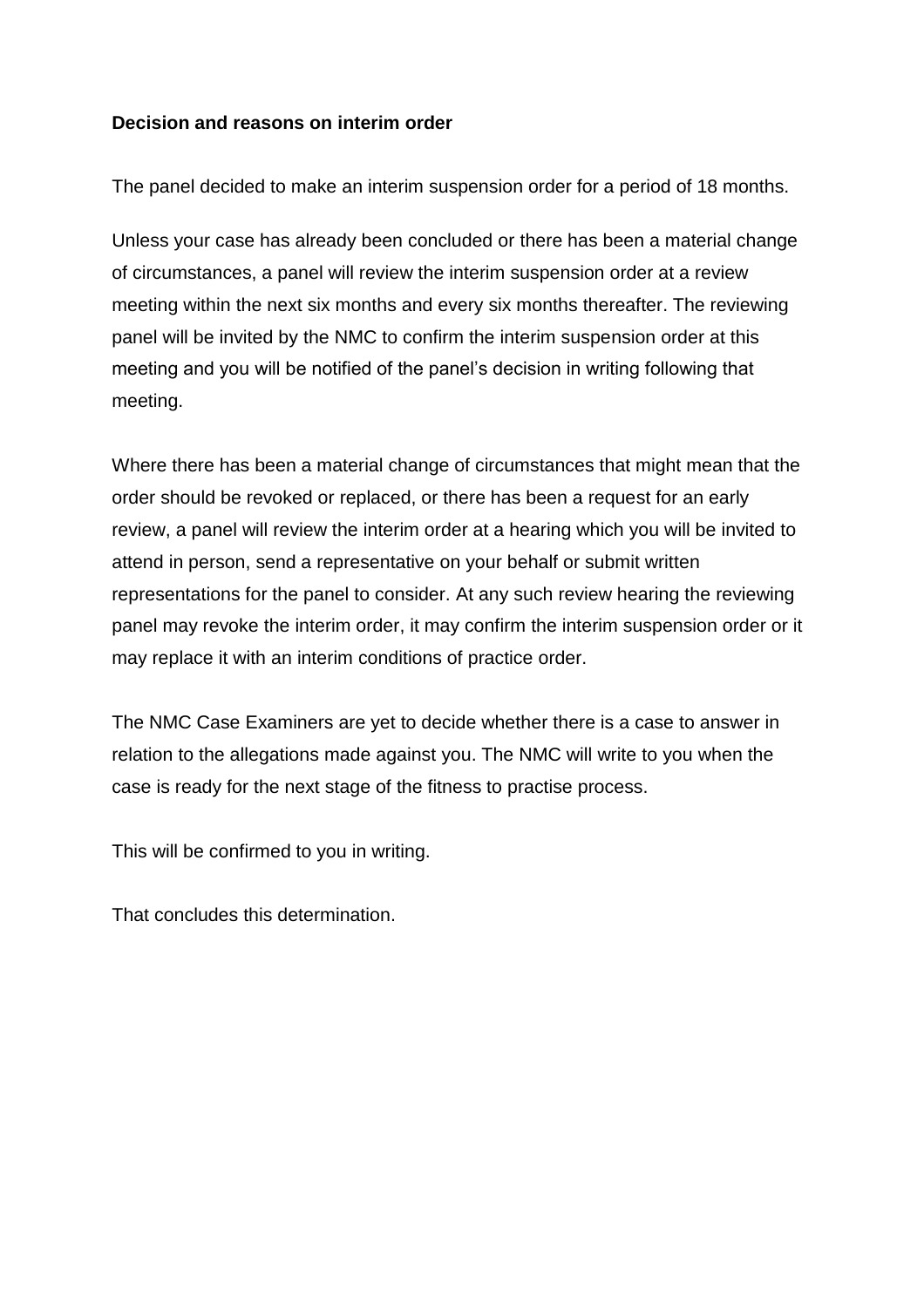**Decision and reasons on interim order**

The panel decided to make an interim suspension order for a period of 18 months.

Unless your case has already been concluded or there has been a material change of circumstances, a panel will review the interim suspension order at a review meeting within the next six months and every six months thereafter. The reviewing panel will be invited by the NMC to confirm the interim suspension order at this meeting and you will be notified of the panel's decision in writing following that meeting.

Where there has been a material change of circumstances that might mean that the order should be revoked or replaced, or there has been a request for an early review, a panel will review the interim order at a hearing which you will be invited to attend in person, send a representative on your behalf or submit written representations for the panel to consider. At any such review hearing the reviewing panel may revoke the interim order, it may confirm the interim suspension order or it may replace it with an interim conditions of practice order.

The NMC Case Examiners are yet to decide whether there is a case to answer in relation to the allegations made against you. The NMC will write to you when the case is ready for the next stage of the fitness to practise process.

This will be confirmed to you in writing.

That concludes this determination.